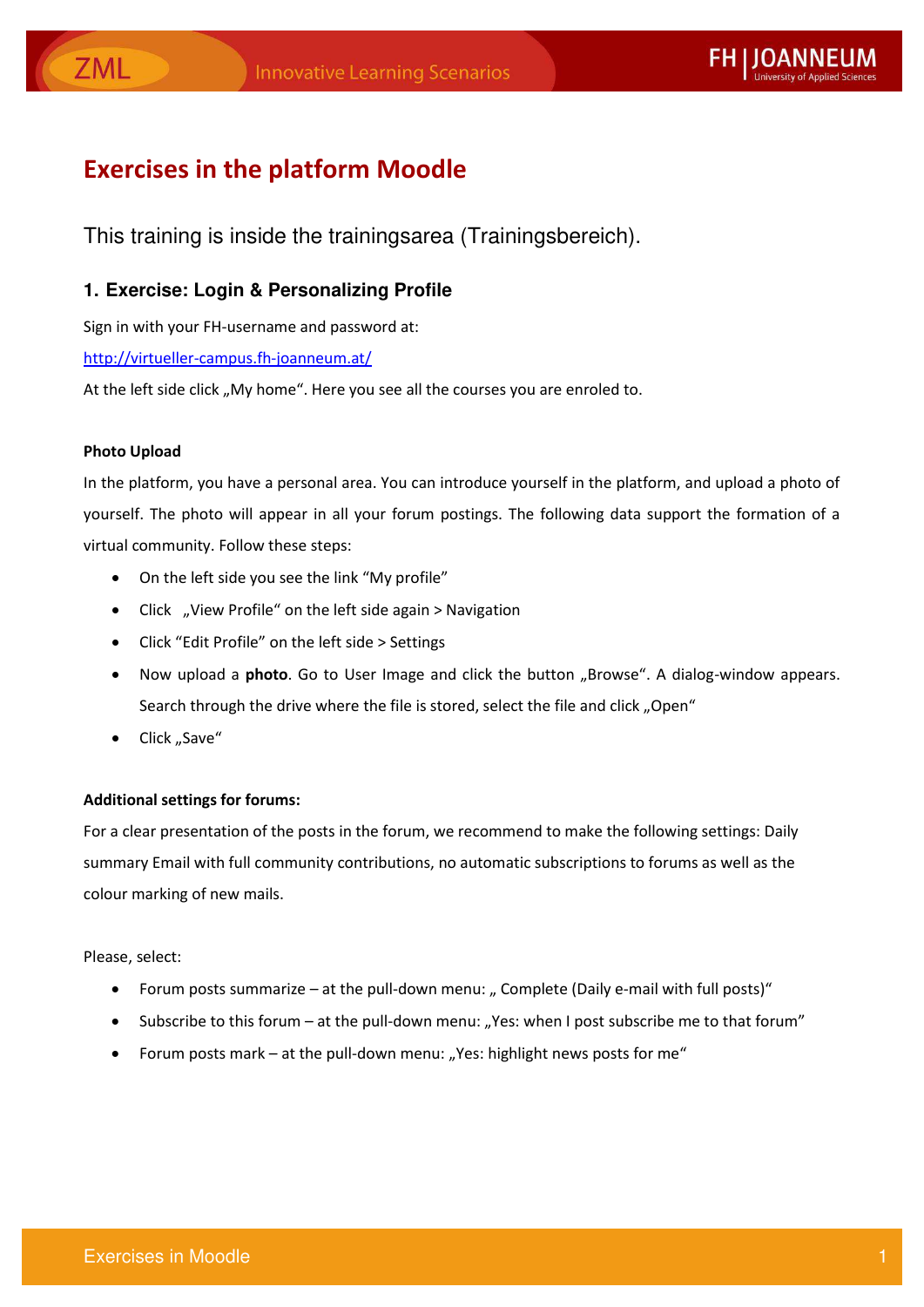# Exercises in the platform Moodle

This training is inside the trainingsarea (Trainingsbereich).

## 1. Exercise: Login & Personalizing Profile

Sign in with your FH-username and password at:

http://virtueller-campus.fh-joanneum.at/

At the left side click „My home“. Here you see all the courses you are enroled to.

**Photo Upload**

In the platform, you have a personal area. You can introduce yourself in the platform, and upload a photo of yourself. The photo will appear in all your forum postings. The following data support the formation of a virtual community. Follow these steps:

- On the left side you see the link “My profile”
- Click „View Profile“ on the left side again > Navigation
- Click “Edit Profile” on the left side > Settings
- Now upload a **photo**. Go to User Image and click the button „Browse“. A dialog-window appears. Search through the drive where the file is stored, select the file and click „Open“
- Click „Save“

**Additional settings for forums:**

For a clear presentation of the posts in the forum, we recommend to make the following settings: Daily summary Email with full community contributions, no automatic subscriptions to forums as well as the colour marking of new mails.

Please, select:

- Forum posts summarize – at the pull-down menu: „ Complete (Daily e-mail with full posts)“
- Subscribe to this forum – at the pull-down menu: „Yes: when I post subscribe me to that forum”
- Forum posts mark – at the pull-down menu: „Yes: highlight news posts for me“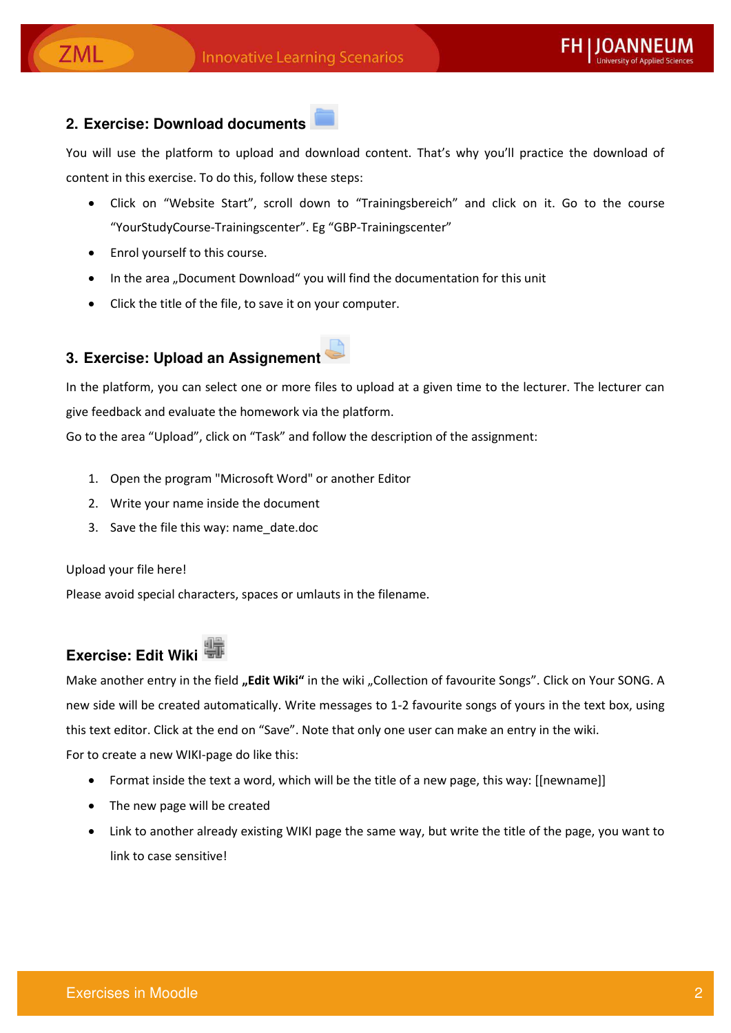## 2. Exercise: Download documents

You will use the platform to upload and download content. That's why you'll practice the download of content in this exercise. To do this, follow these steps:

- Click on "Website Start", scroll down to "Trainingsbereich" and click on it. Go to the course "YourStudyCourse-Trainingscenter". Eg "GBP-Trainingscenter"
- Enrol yourself to this course.
- In the area „Document Download" you will find the documentation for this unit
- Click the title of the file, to save it on your computer.

## 3. Exercise: Upload an Assignement

In the platform, you can select one or more files to upload at a given time to the lecturer. The lecturer can give feedback and evaluate the homework via the platform.

Go to the area "Upload", click on "Task" and follow the description of the assignment:

1. Open the program "Microsoft Word" or another Editor
2. Write your name inside the document
3. Save the file this way: name_date.doc

Upload your file here!

Please avoid special characters, spaces or umlauts in the filename.

## Exercise: Edit Wiki

Make another entry in the field **„Edit Wiki"** in the wiki „Collection of favourite Songs". Click on Your SONG. A new side will be created automatically. Write messages to 1-2 favourite songs of yours in the text box, using this text editor. Click at the end on "Save". Note that only one user can make an entry in the wiki.

For to create a new WIKI-page do like this:

- Format inside the text a word, which will be the title of a new page, this way: [[newname]]
- The new page will be created
- Link to another already existing WIKI page the same way, but write the title of the page, you want to link to case sensitive!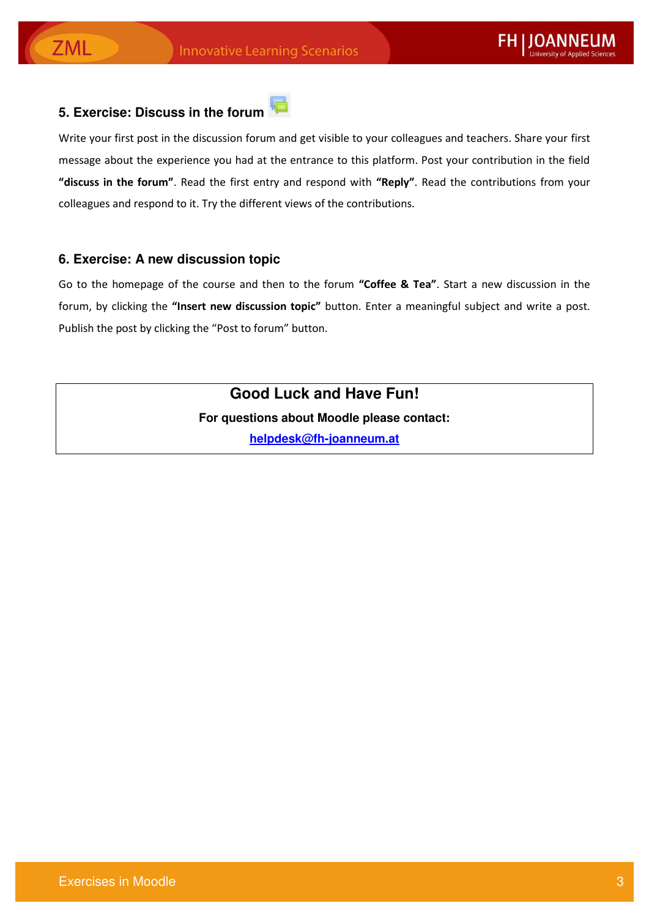## 5. Exercise: Discuss in the forum

Write your first post in the discussion forum and get visible to your colleagues and teachers. Share your first message about the experience you had at the entrance to this platform. Post your contribution in the field **"discuss in the forum"**. Read the first entry and respond with **"Reply"**. Read the contributions from your colleagues and respond to it. Try the different views of the contributions.

## 6. Exercise: A new discussion topic

Go to the homepage of the course and then to the forum **"Coffee & Tea"**. Start a new discussion in the forum, by clicking the **"Insert new discussion topic"** button. Enter a meaningful subject and write a post. Publish the post by clicking the "Post to forum" button.

**Good Luck and Have Fun!**

**For questions about Moodle please contact:**

**helpdesk@fh-joanneum.at**